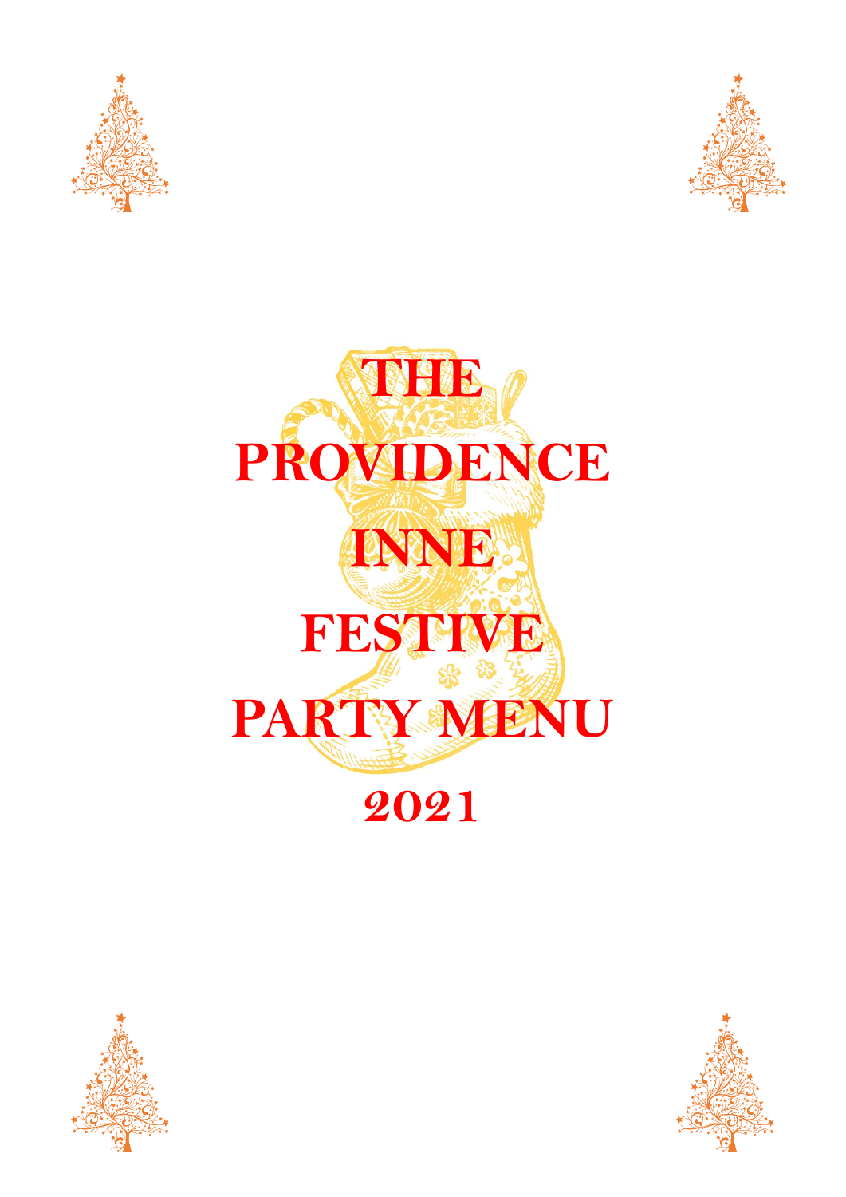# THE PROVIDENCE INNE FESTIVE PARTY MENU

# 2021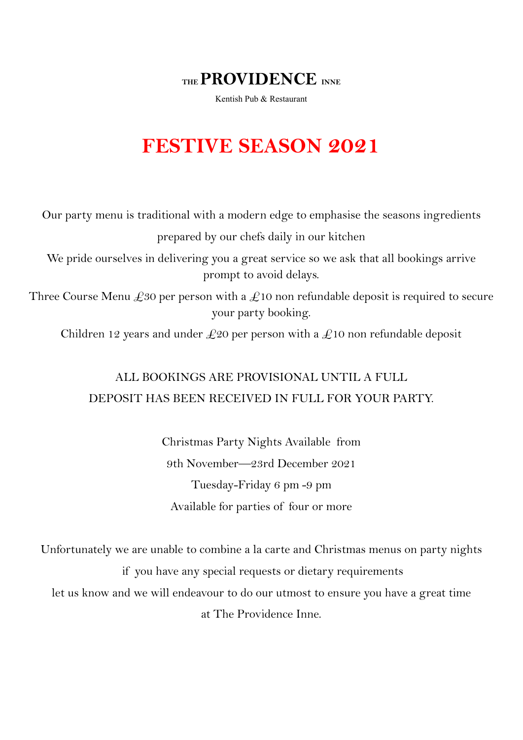# THE PROVIDENCE INNE

Kentish Pub & Restaurant

## FESTIVE SEASON 2021

Our party menu is traditional with a modern edge to emphasise the seasons ingredients prepared by our chefs daily in our kitchen

We pride ourselves in delivering you a great service so we ask that all bookings arrive prompt to avoid delays.

Three Course Menu £30 per person with a £10 non refundable deposit is required to secure your party booking.

Children 12 years and under £20 per person with a £10 non refundable deposit

ALL BOOKINGS ARE PROVISIONAL UNTIL A FULL DEPOSIT HAS BEEN RECEIVED IN FULL FOR YOUR PARTY.

Christmas Party Nights Available from

9th November—23rd December 2021

Tuesday-Friday 6 pm -9 pm

Available for parties of four or more

Unfortunately we are unable to combine a la carte and Christmas menus on party nights if you have any special requests or dietary requirements let us know and we will endeavour to do our utmost to ensure you have a great time at The Providence Inne.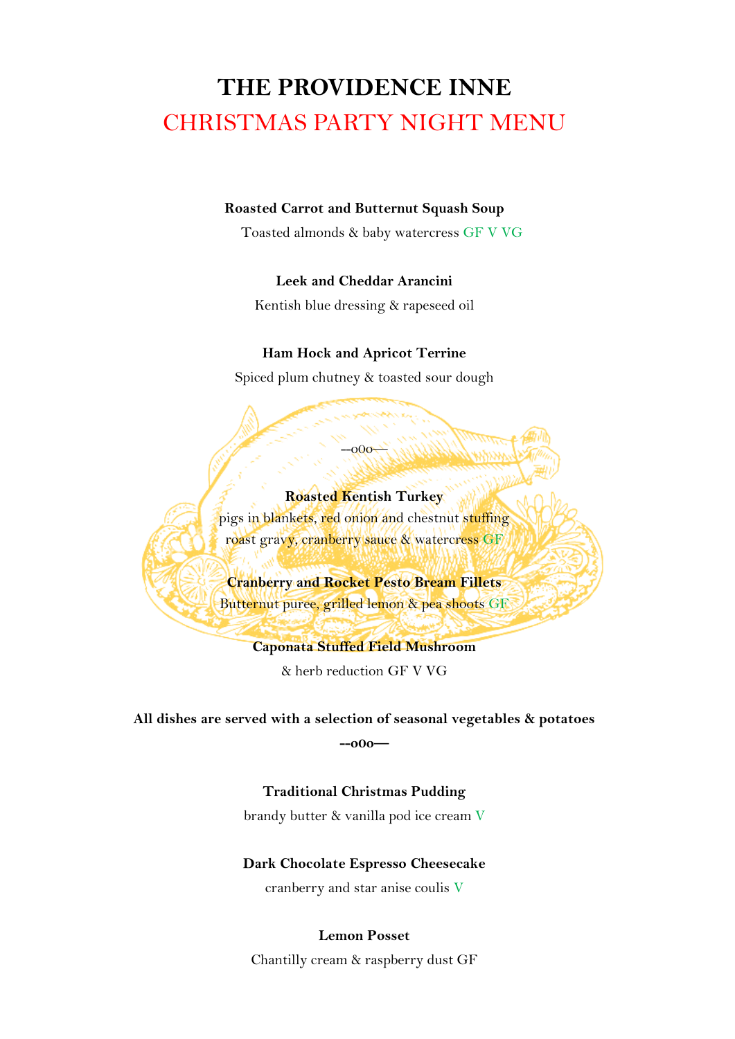# THE PROVIDENCE INNE

## CHRISTMAS PARTY NIGHT MENU

**Roasted Carrot and Butternut Squash Soup**
Toasted almonds & baby watercress GF V VG

**Leek and Cheddar Arancini**
Kentish blue dressing & rapeseed oil

**Ham Hock and Apricot Terrine**
Spiced plum chutney & toasted sour dough

--o0o—

**Roasted Kentish Turkey**
pigs in blankets, red onion and chestnut stuffing
roast gravy, cranberry sauce & watercress GF

**Cranberry and Rocket Pesto Bream Fillets**
Butternut puree, grilled lemon & pea shoots GF

**Caponata Stuffed Field Mushroom**
& herb reduction GF V VG

**All dishes are served with a selection of seasonal vegetables & potatoes**

**--o0o—**

**Traditional Christmas Pudding**
brandy butter & vanilla pod ice cream V

**Dark Chocolate Espresso Cheesecake**
cranberry and star anise coulis V

**Lemon Posset**
Chantilly cream & raspberry dust GF